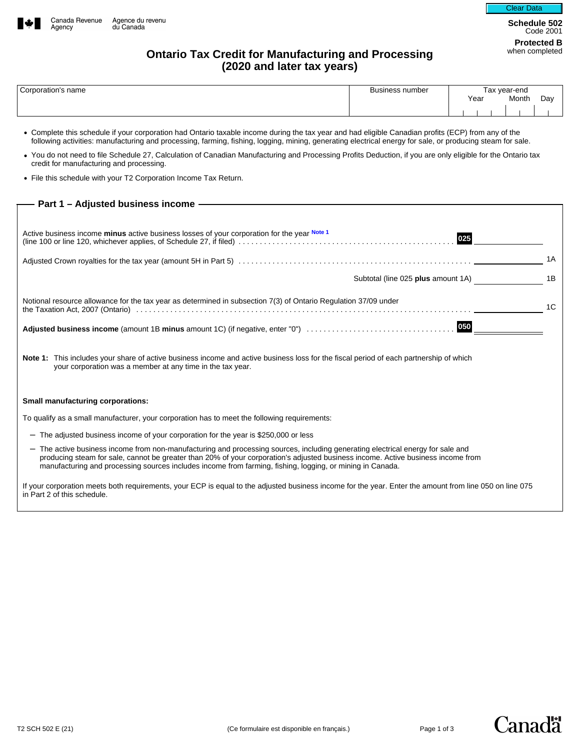Canada Revenue Agency / Agence du revenu du Canada

**Schedule 502**
Code 2001

**Protected B** when completed

# Ontario Tax Credit for Manufacturing and Processing (2020 and later tax years)

| Corporation's name | Business number | Tax year-end Year Month Day |
|---|---|---|
| | | |

- Complete this schedule if your corporation had Ontario taxable income during the tax year and had eligible Canadian profits (ECP) from any of the following activities: manufacturing and processing, farming, fishing, logging, mining, generating electrical energy for sale, or producing steam for sale.
- You do not need to file Schedule 27, Calculation of Canadian Manufacturing and Processing Profits Deduction, if you are only eligible for the Ontario tax credit for manufacturing and processing.
- File this schedule with your T2 Corporation Income Tax Return.

## Part 1 – Adjusted business income

Active business income **minus** active business losses of your corporation for the year Note 1 (line 100 or line 120, whichever applies, of Schedule 27, if filed) . . . . . **025** ________

Adjusted Crown royalties for the tax year (amount 5H in Part 5) . . . . . ________ 1A

Subtotal (line 025 **plus** amount 1A) ________ 1B

Notional resource allowance for the tax year as determined in subsection 7(3) of Ontario Regulation 37/09 under the Taxation Act, 2007 (Ontario) . . . . . ________ 1C

**Adjusted business income** (amount 1B **minus** amount 1C) (if negative, enter "0") . . . . . **050** ________

**Note 1:** This includes your share of active business income and active business loss for the fiscal period of each partnership of which your corporation was a member at any time in the tax year.

**Small manufacturing corporations:**

To qualify as a small manufacturer, your corporation has to meet the following requirements:

- The adjusted business income of your corporation for the year is $250,000 or less
- The active business income from non-manufacturing and processing sources, including generating electrical energy for sale and producing steam for sale, cannot be greater than 20% of your corporation's adjusted business income. Active business income from manufacturing and processing sources includes income from farming, fishing, logging, or mining in Canada.

If your corporation meets both requirements, your ECP is equal to the adjusted business income for the year. Enter the amount from line 050 on line 075 in Part 2 of this schedule.

T2 SCH 502 E (21) (Ce formulaire est disponible en français.)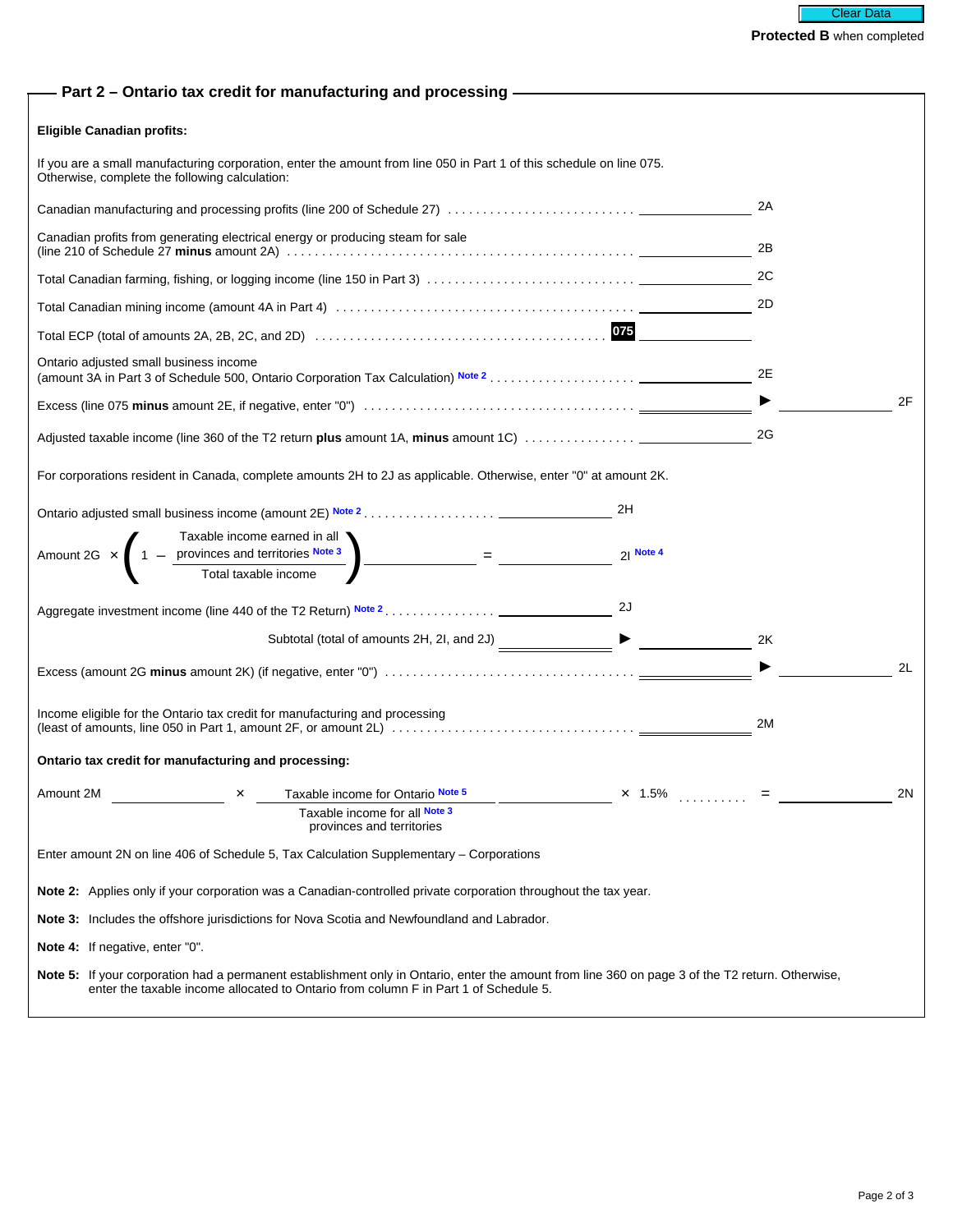Protected B when completed

## Part 2 – Ontario tax credit for manufacturing and processing

**Eligible Canadian profits:**

If you are a small manufacturing corporation, enter the amount from line 050 in Part 1 of this schedule on line 075.
Otherwise, complete the following calculation:

| Description | Amount | Line |
|---|---|---|
| Canadian manufacturing and processing profits (line 200 of Schedule 27) | | 2A |
| Canadian profits from generating electrical energy or producing steam for sale (line 210 of Schedule 27 **minus** amount 2A) | | 2B |
| Total Canadian farming, fishing, or logging income (line 150 in Part 3) | | 2C |
| Total Canadian mining income (amount 4A in Part 4) | | 2D |
| Total ECP (total of amounts 2A, 2B, 2C, and 2D) | **075** | |
| Ontario adjusted small business income (amount 3A in Part 3 of Schedule 500, Ontario Corporation Tax Calculation) Note 2 | | 2E |
| Excess (line 075 **minus** amount 2E, if negative, enter "0") | ► | 2F |
| Adjusted taxable income (line 360 of the T2 return **plus** amount 1A, **minus** amount 1C) | | 2G |

For corporations resident in Canada, complete amounts 2H to 2J as applicable. Otherwise, enter "0" at amount 2K.

Ontario adjusted small business income (amount 2E) Note 2 ........ 2H

$$\text{Amount 2G} \times \left(1 - \frac{\text{Taxable income earned in all provinces and territories}^{\text{Note 3}}}{\text{Total taxable income}}\right) = \text{2I}^{\text{Note 4}}$$

Aggregate investment income (line 440 of the T2 Return) Note 2 ........ 2J

Subtotal (total of amounts 2H, 2I, and 2J) ► ........ 2K

Excess (amount 2G **minus** amount 2K) (if negative, enter "0") ► ........ 2L

Income eligible for the Ontario tax credit for manufacturing and processing
(least of amounts, line 050 in Part 1, amount 2F, or amount 2L) ........ 2M

**Ontario tax credit for manufacturing and processing:**

$$\text{Amount 2M} \times \frac{\text{Taxable income for Ontario}^{\text{Note 5}}}{\text{Taxable income for all provinces and territories}^{\text{Note 3}}} \times 1.5\% = \text{2N}$$

Enter amount 2N on line 406 of Schedule 5, Tax Calculation Supplementary – Corporations

**Note 2:** Applies only if your corporation was a Canadian-controlled private corporation throughout the tax year.

**Note 3:** Includes the offshore jurisdictions for Nova Scotia and Newfoundland and Labrador.

**Note 4:** If negative, enter "0".

**Note 5:** If your corporation had a permanent establishment only in Ontario, enter the amount from line 360 on page 3 of the T2 return. Otherwise, enter the taxable income allocated to Ontario from column F in Part 1 of Schedule 5.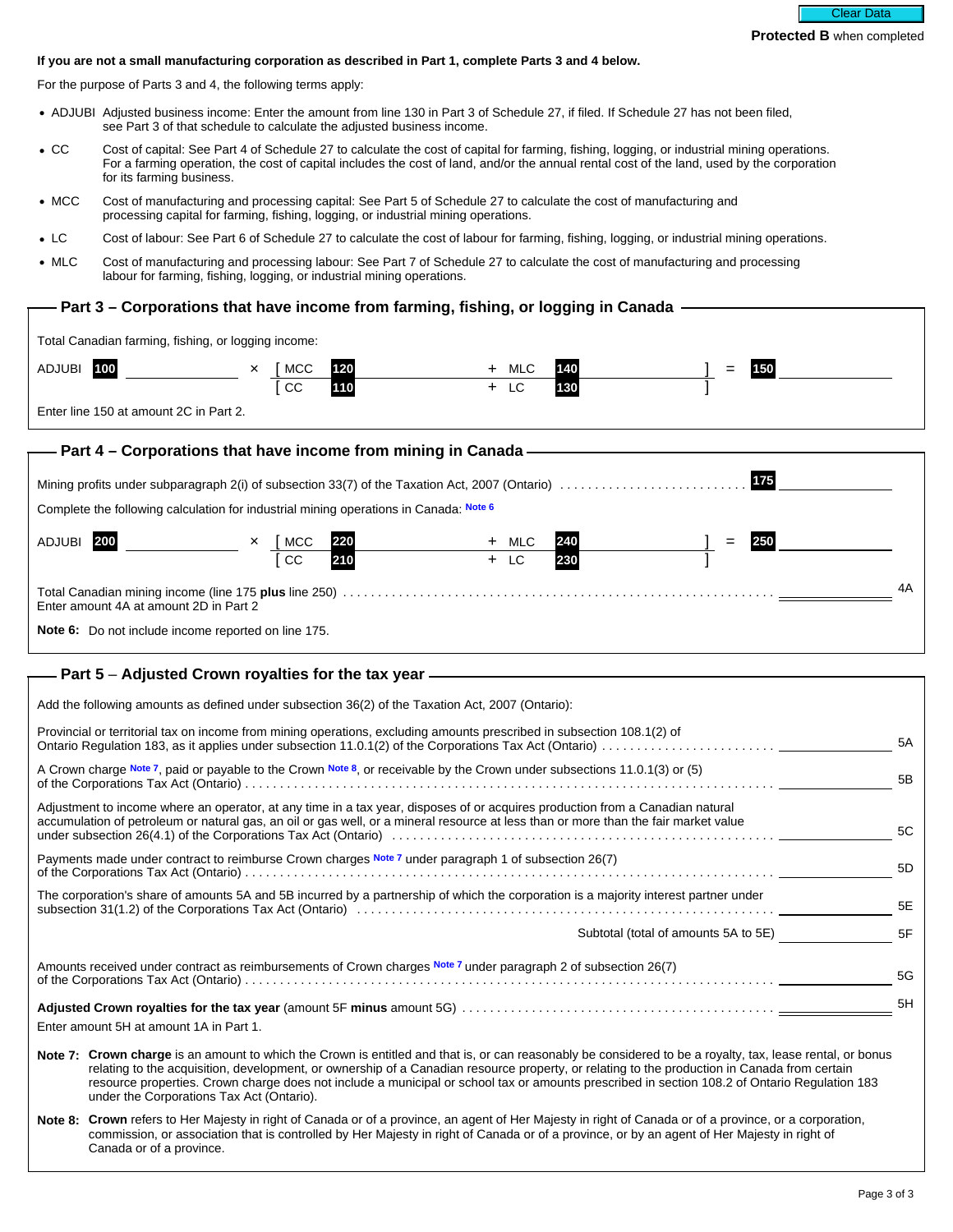Protected B when completed

**If you are not a small manufacturing corporation as described in Part 1, complete Parts 3 and 4 below.**

For the purpose of Parts 3 and 4, the following terms apply:

- ADJUBI Adjusted business income: Enter the amount from line 130 in Part 3 of Schedule 27, if filed. If Schedule 27 has not been filed, see Part 3 of that schedule to calculate the adjusted business income.
- CC Cost of capital: See Part 4 of Schedule 27 to calculate the cost of capital for farming, fishing, logging, or industrial mining operations. For a farming operation, the cost of capital includes the cost of land, and/or the annual rental cost of the land, used by the corporation for its farming business.
- MCC Cost of manufacturing and processing capital: See Part 5 of Schedule 27 to calculate the cost of manufacturing and processing capital for farming, fishing, logging, or industrial mining operations.
- LC Cost of labour: See Part 6 of Schedule 27 to calculate the cost of labour for farming, fishing, logging, or industrial mining operations.
- MLC Cost of manufacturing and processing labour: See Part 7 of Schedule 27 to calculate the cost of manufacturing and processing labour for farming, fishing, logging, or industrial mining operations.

## Part 3 – Corporations that have income from farming, fishing, or logging in Canada

Total Canadian farming, fishing, or logging income:

ADJUBI **100** ________ × [ MCC **120** ________ + MLC **140** ________ ] / [ CC **110** ________ + LC **130** ________ ] = **150** ________

Enter line 150 at amount 2C in Part 2.

## Part 4 – Corporations that have income from mining in Canada

Mining profits under subparagraph 2(i) of subsection 33(7) of the Taxation Act, 2007 (Ontario) . . . . . **175** ________

Complete the following calculation for industrial mining operations in Canada: Note 6

ADJUBI **200** ________ × [ MCC **220** ________ + MLC **240** ________ ] / [ CC **210** ________ + LC **230** ________ ] = **250** ________

Total Canadian mining income (line 175 **plus** line 250) . . . . . ________ 4A
Enter amount 4A at amount 2D in Part 2

**Note 6:** Do not include income reported on line 175.

## Part 5 – Adjusted Crown royalties for the tax year

Add the following amounts as defined under subsection 36(2) of the Taxation Act, 2007 (Ontario):

Provincial or territorial tax on income from mining operations, excluding amounts prescribed in subsection 108.1(2) of Ontario Regulation 183, as it applies under subsection 11.0.1(2) of the Corporations Tax Act (Ontario) . . . . . ________ 5A

A Crown charge Note 7, paid or payable to the Crown Note 8, or receivable by the Crown under subsections 11.0.1(3) or (5) of the Corporations Tax Act (Ontario) . . . . . ________ 5B

Adjustment to income where an operator, at any time in a tax year, disposes of or acquires production from a Canadian natural accumulation of petroleum or natural gas, an oil or gas well, or a mineral resource at less than or more than the fair market value under subsection 26(4.1) of the Corporations Tax Act (Ontario) . . . . . ________ 5C

Payments made under contract to reimburse Crown charges Note 7 under paragraph 1 of subsection 26(7) of the Corporations Tax Act (Ontario) . . . . . ________ 5D

The corporation's share of amounts 5A and 5B incurred by a partnership of which the corporation is a majority interest partner under subsection 31(1.2) of the Corporations Tax Act (Ontario) . . . . . ________ 5E

Subtotal (total of amounts 5A to 5E) ________ 5F

Amounts received under contract as reimbursements of Crown charges Note 7 under paragraph 2 of subsection 26(7) of the Corporations Tax Act (Ontario) . . . . . ________ 5G

**Adjusted Crown royalties for the tax year** (amount 5F **minus** amount 5G) . . . . . ________ 5H

Enter amount 5H at amount 1A in Part 1.

**Note 7:** **Crown charge** is an amount to which the Crown is entitled and that is, or can reasonably be considered to be a royalty, tax, lease rental, or bonus relating to the acquisition, development, or ownership of a Canadian resource property, or relating to the production in Canada from certain resource properties. Crown charge does not include a municipal or school tax or amounts prescribed in section 108.2 of Ontario Regulation 183 under the Corporations Tax Act (Ontario).

**Note 8:** **Crown** refers to Her Majesty in right of Canada or of a province, an agent of Her Majesty in right of Canada or of a province, or a corporation, commission, or association that is controlled by Her Majesty in right of Canada or of a province, or by an agent of Her Majesty in right of Canada or of a province.